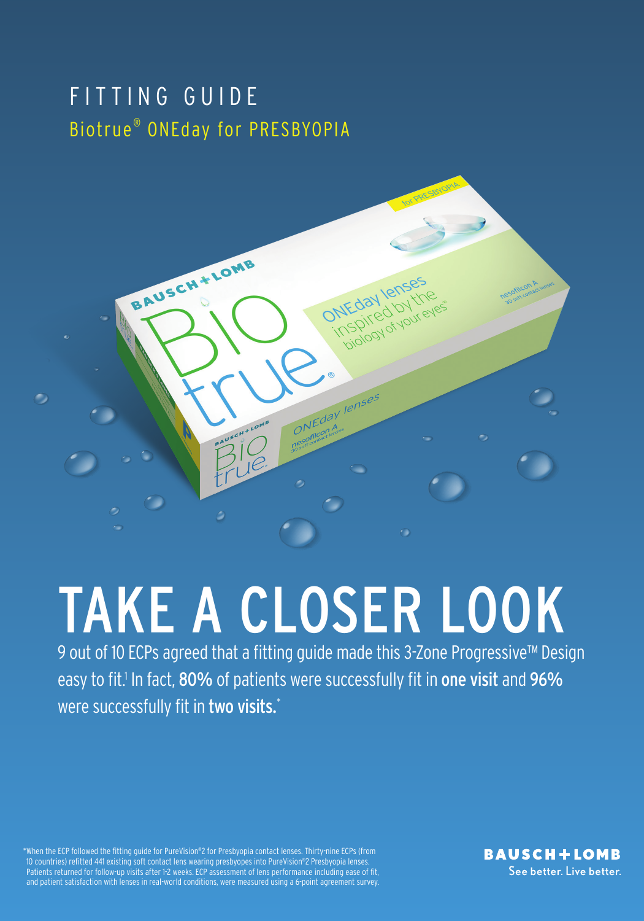# FITTING GUIDE

## Biotrue® ONEday for PRESBYOPIA

# TAKE A CLOSER LOOK

9 out of 10 ECPs agreed that a fitting guide made this 3-Zone Progressive™ Design easy to fit.[1] In fact, **80%** of patients were successfully fit in **one visit** and **96%** were successfully fit in **two visits.***

*When the ECP followed the fitting guide for PureVision®2 for Presbyopia contact lenses. Thirty-nine ECPs (from 10 countries) refitted 441 existing soft contact lens wearing presbyopes into PureVision®2 Presbyopia lenses. Patients returned for follow-up visits after 1-2 weeks. ECP assessment of lens performance including ease of fit, and patient satisfaction with lenses in real-world conditions, were measured using a 6-point agreement survey.

**BAUSCH + LOMB**
See better. Live better.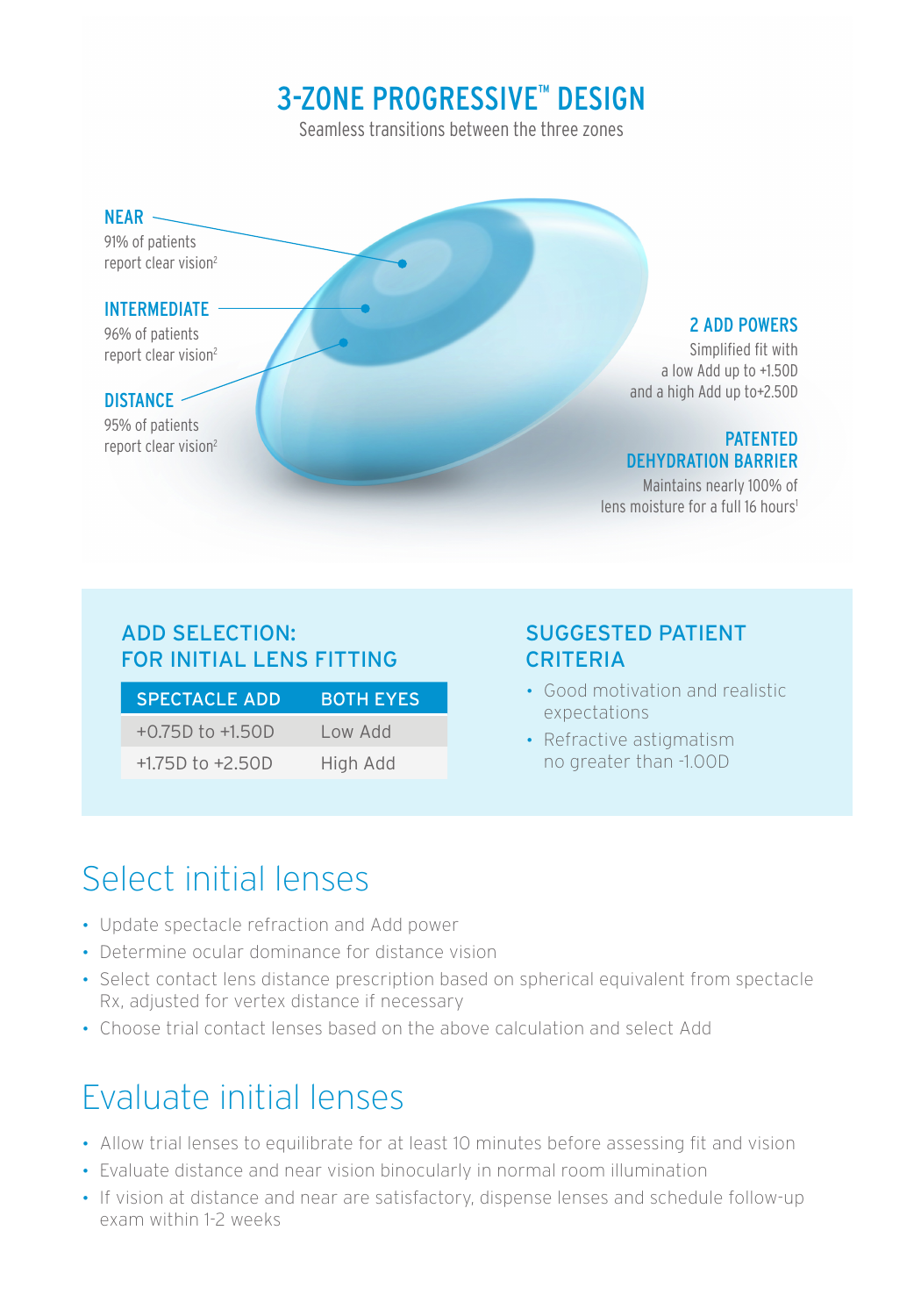# 3-ZONE PROGRESSIVE™ DESIGN

Seamless transitions between the three zones

**NEAR**
91% of patients report clear vision[2]

**INTERMEDIATE**
96% of patients report clear vision[2]

**DISTANCE**
95% of patients report clear vision[2]

**2 ADD POWERS**
Simplified fit with a low Add up to +1.50D and a high Add up to+2.50D

**PATENTED DEHYDRATION BARRIER**
Maintains nearly 100% of lens moisture for a full 16 hours[1]

## ADD SELECTION: FOR INITIAL LENS FITTING

| SPECTACLE ADD | BOTH EYES |
| --- | --- |
| +0.75D to +1.50D | Low Add |
| +1.75D to +2.50D | High Add |

## SUGGESTED PATIENT CRITERIA

- Good motivation and realistic expectations
- Refractive astigmatism no greater than -1.00D

# Select initial lenses

- Update spectacle refraction and Add power
- Determine ocular dominance for distance vision
- Select contact lens distance prescription based on spherical equivalent from spectacle Rx, adjusted for vertex distance if necessary
- Choose trial contact lenses based on the above calculation and select Add

# Evaluate initial lenses

- Allow trial lenses to equilibrate for at least 10 minutes before assessing fit and vision
- Evaluate distance and near vision binocularly in normal room illumination
- If vision at distance and near are satisfactory, dispense lenses and schedule follow-up exam within 1-2 weeks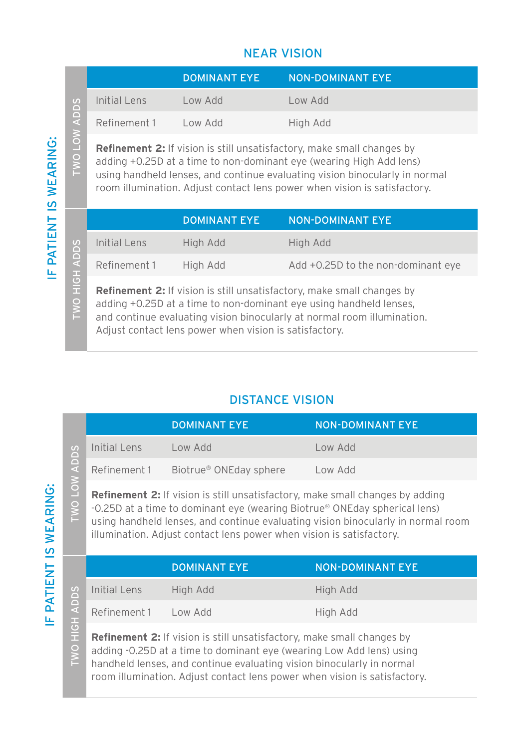## NEAR VISION

**IF PATIENT IS WEARING:**

### TWO LOW ADDS

| | DOMINANT EYE | NON-DOMINANT EYE |
|---|---|---|
| Initial Lens | Low Add | Low Add |
| Refinement 1 | Low Add | High Add |

**Refinement 2:** If vision is still unsatisfactory, make small changes by adding +0.25D at a time to non-dominant eye (wearing High Add lens) using handheld lenses, and continue evaluating vision binocularly in normal room illumination. Adjust contact lens power when vision is satisfactory.

### TWO HIGH ADDS

| | DOMINANT EYE | NON-DOMINANT EYE |
|---|---|---|
| Initial Lens | High Add | High Add |
| Refinement 1 | High Add | Add +0.25D to the non-dominant eye |

**Refinement 2:** If vision is still unsatisfactory, make small changes by adding +0.25D at a time to non-dominant eye using handheld lenses, and continue evaluating vision binocularly at normal room illumination. Adjust contact lens power when vision is satisfactory.

## DISTANCE VISION

**IF PATIENT IS WEARING:**

### TWO LOW ADDS

| | DOMINANT EYE | NON-DOMINANT EYE |
|---|---|---|
| Initial Lens | Low Add | Low Add |
| Refinement 1 | Biotrue® ONEday sphere | Low Add |

**Refinement 2:** If vision is still unsatisfactory, make small changes by adding -0.25D at a time to dominant eye (wearing Biotrue® ONEday spherical lens) using handheld lenses, and continue evaluating vision binocularly in normal room illumination. Adjust contact lens power when vision is satisfactory.

### TWO HIGH ADDS

| | DOMINANT EYE | NON-DOMINANT EYE |
|---|---|---|
| Initial Lens | High Add | High Add |
| Refinement 1 | Low Add | High Add |

**Refinement 2:** If vision is still unsatisfactory, make small changes by adding -0.25D at a time to dominant eye (wearing Low Add lens) using handheld lenses, and continue evaluating vision binocularly in normal room illumination. Adjust contact lens power when vision is satisfactory.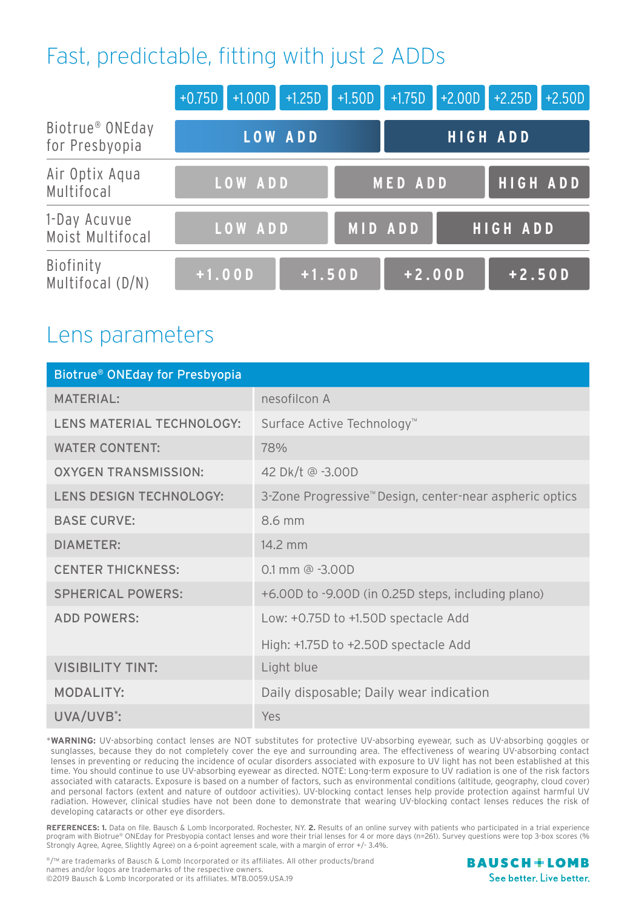## Fast, predictable, fitting with just 2 ADDs

| | +0.75D | +1.00D | +1.25D | +1.50D | +1.75D | +2.00D | +2.25D | +2.50D |
|---|---|---|---|---|---|---|---|---|
| Biotrue® ONEday for Presbyopia | LOW ADD | | | | HIGH ADD | | | |
| Air Optix Aqua Multifocal | LOW ADD | | | MED ADD | | | HIGH ADD | |
| 1-Day Acuvue Moist Multifocal | LOW ADD | | | MID ADD | | HIGH ADD | | |
| Biofinity Multifocal (D/N) | +1.00D | | +1.50D | | +2.00D | | +2.50D | |

## Lens parameters

| Biotrue® ONEday for Presbyopia | |
|---|---|
| MATERIAL: | nesofilcon A |
| LENS MATERIAL TECHNOLOGY: | Surface Active Technology™ |
| WATER CONTENT: | 78% |
| OXYGEN TRANSMISSION: | 42 Dk/t @ -3.00D |
| LENS DESIGN TECHNOLOGY: | 3-Zone Progressive™ Design, center-near aspheric optics |
| BASE CURVE: | 8.6 mm |
| DIAMETER: | 14.2 mm |
| CENTER THICKNESS: | 0.1 mm @ -3.00D |
| SPHERICAL POWERS: | +6.00D to -9.00D (in 0.25D steps, including plano) |
| ADD POWERS: | Low: +0.75D to +1.50D spectacle Add<br>High: +1.75D to +2.50D spectacle Add |
| VISIBILITY TINT: | Light blue |
| MODALITY: | Daily disposable; Daily wear indication |
| UVA/UVB*: | Yes |

*WARNING: UV-absorbing contact lenses are NOT substitutes for protective UV-absorbing eyewear, such as UV-absorbing goggles or sunglasses, because they do not completely cover the eye and surrounding area. The effectiveness of wearing UV-absorbing contact lenses in preventing or reducing the incidence of ocular disorders associated with exposure to UV light has not been established at this time. You should continue to use UV-absorbing eyewear as directed. NOTE: Long-term exposure to UV radiation is one of the risk factors associated with cataracts. Exposure is based on a number of factors, such as environmental conditions (altitude, geography, cloud cover) and personal factors (extent and nature of outdoor activities). UV-blocking contact lenses help provide protection against harmful UV radiation. However, clinical studies have not been done to demonstrate that wearing UV-blocking contact lenses reduces the risk of developing cataracts or other eye disorders.

**REFERENCES: 1.** Data on file. Bausch & Lomb Incorporated. Rochester, NY. **2.** Results of an online survey with patients who participated in a trial experience program with Biotrue® ONEday for Presbyopia contact lenses and wore their trial lenses for 4 or more days (n=261). Survey questions were top 3-box scores (% Strongly Agree, Agree, Slightly Agree) on a 6-point agreement scale, with a margin of error +/- 3.4%.

®/™ are trademarks of Bausch & Lomb Incorporated or its affiliates. All other products/brand names and/or logos are trademarks of the respective owners.
©2019 Bausch & Lomb Incorporated or its affiliates. MTB.0059.USA.19

BAUSCH + LOMB
See better. Live better.